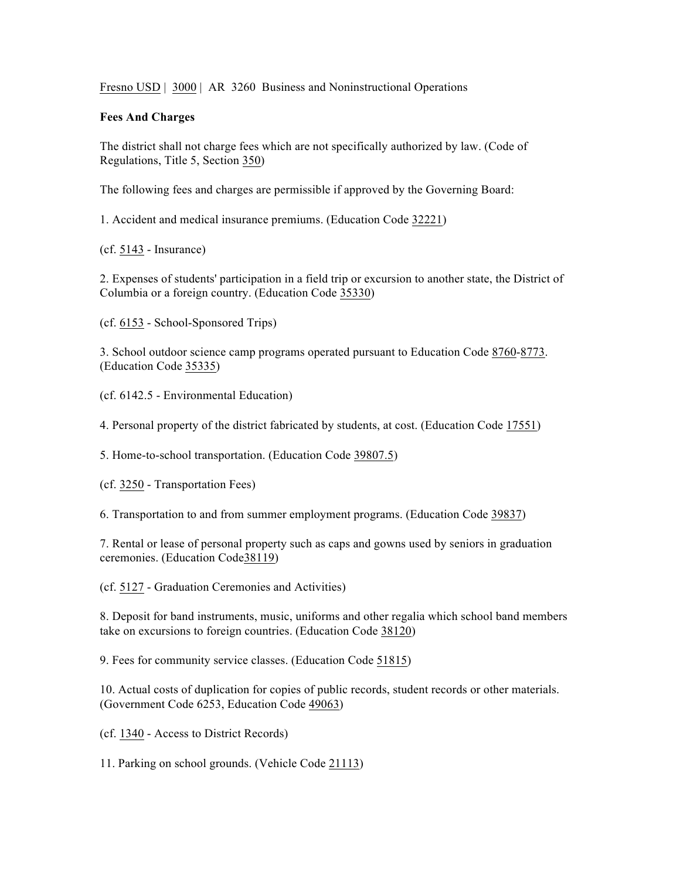Fresno USD | 3000 | AR 3260 Business and Noninstructional Operations

**Fees And Charges**

The district shall not charge fees which are not specifically authorized by law. (Code of Regulations, Title 5, Section 350)

The following fees and charges are permissible if approved by the Governing Board:

1. Accident and medical insurance premiums. (Education Code 32221)

(cf. 5143 - Insurance)

2. Expenses of students' participation in a field trip or excursion to another state, the District of Columbia or a foreign country. (Education Code 35330)

(cf. 6153 - School-Sponsored Trips)

3. School outdoor science camp programs operated pursuant to Education Code 8760-8773. (Education Code 35335)

(cf. 6142.5 - Environmental Education)

4. Personal property of the district fabricated by students, at cost. (Education Code 17551)

5. Home-to-school transportation. (Education Code 39807.5)

(cf. 3250 - Transportation Fees)

6. Transportation to and from summer employment programs. (Education Code 39837)

7. Rental or lease of personal property such as caps and gowns used by seniors in graduation ceremonies. (Education Code38119)

(cf. 5127 - Graduation Ceremonies and Activities)

8. Deposit for band instruments, music, uniforms and other regalia which school band members take on excursions to foreign countries. (Education Code 38120)

9. Fees for community service classes. (Education Code 51815)

10. Actual costs of duplication for copies of public records, student records or other materials. (Government Code 6253, Education Code 49063)

(cf. 1340 - Access to District Records)

11. Parking on school grounds. (Vehicle Code 21113)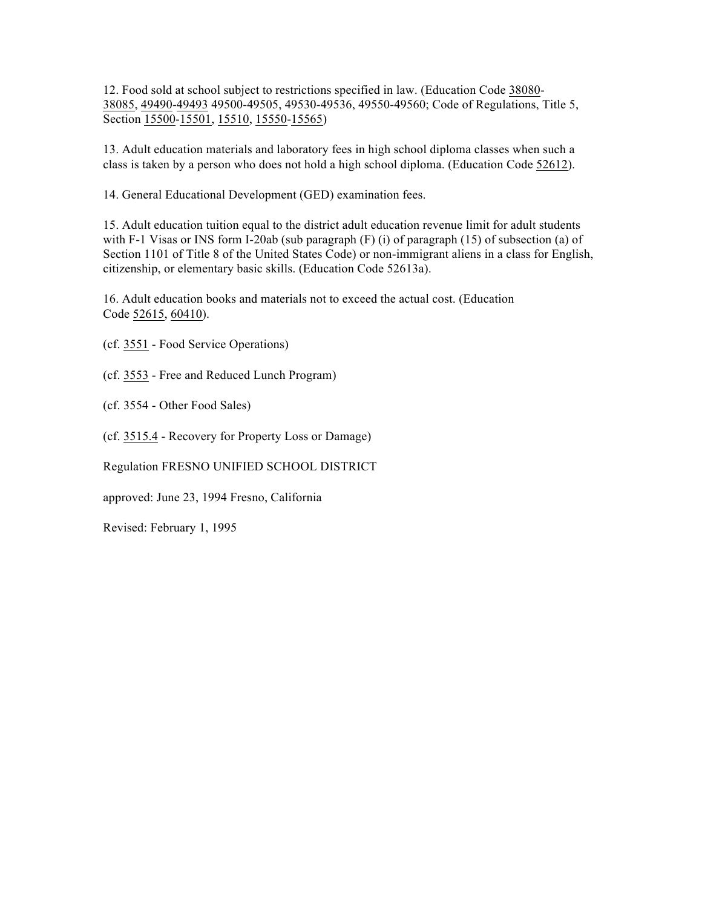12. Food sold at school subject to restrictions specified in law. (Education Code 38080-38085, 49490-49493 49500-49505, 49530-49536, 49550-49560; Code of Regulations, Title 5, Section 15500-15501, 15510, 15550-15565)

13. Adult education materials and laboratory fees in high school diploma classes when such a class is taken by a person who does not hold a high school diploma. (Education Code 52612).

14. General Educational Development (GED) examination fees.

15. Adult education tuition equal to the district adult education revenue limit for adult students with F-1 Visas or INS form I-20ab (sub paragraph (F) (i) of paragraph (15) of subsection (a) of Section 1101 of Title 8 of the United States Code) or non-immigrant aliens in a class for English, citizenship, or elementary basic skills. (Education Code 52613a).

16. Adult education books and materials not to exceed the actual cost. (Education Code 52615, 60410).

(cf. 3551 - Food Service Operations)

(cf. 3553 - Free and Reduced Lunch Program)

(cf. 3554 - Other Food Sales)

(cf. 3515.4 - Recovery for Property Loss or Damage)

Regulation FRESNO UNIFIED SCHOOL DISTRICT

approved: June 23, 1994 Fresno, California

Revised: February 1, 1995